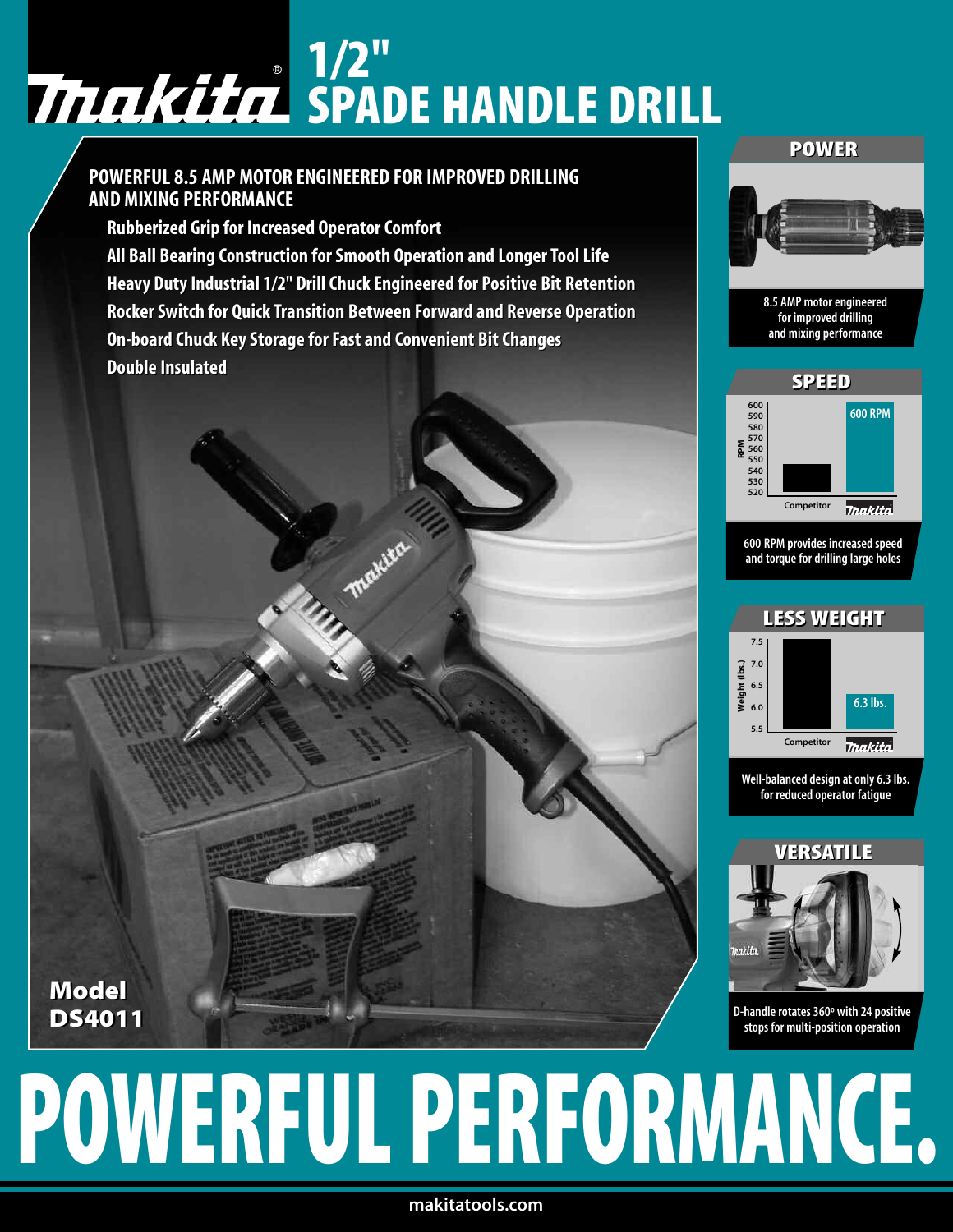# Makita® 1/2" SPADE HANDLE DRILL

**POWERFUL 8.5 AMP MOTOR ENGINEERED FOR IMPROVED DRILLING AND MIXING PERFORMANCE**

- Rubberized Grip for Increased Operator Comfort
- All Ball Bearing Construction for Smooth Operation and Longer Tool Life
- Heavy Duty Industrial 1/2" Drill Chuck Engineered for Positive Bit Retention
- Rocker Switch for Quick Transition Between Forward and Reverse Operation
- On-board Chuck Key Storage for Fast and Convenient Bit Changes
- Double Insulated

**Model DS4011**

## POWER

8.5 AMP motor engineered for improved drilling and mixing performance

## SPEED

| | RPM |
|---|---|
| Competitor | |
| Makita | 600 RPM |

600 RPM provides increased speed and torque for drilling large holes

## LESS WEIGHT

| | Weight (lbs.) |
|---|---|
| Competitor | |
| Makita | 6.3 lbs. |

Well-balanced design at only 6.3 lbs. for reduced operator fatigue

## VERSATILE

D-handle rotates 360º with 24 positive stops for multi-position operation

# POWERFUL PERFORMANCE.

makitatools.com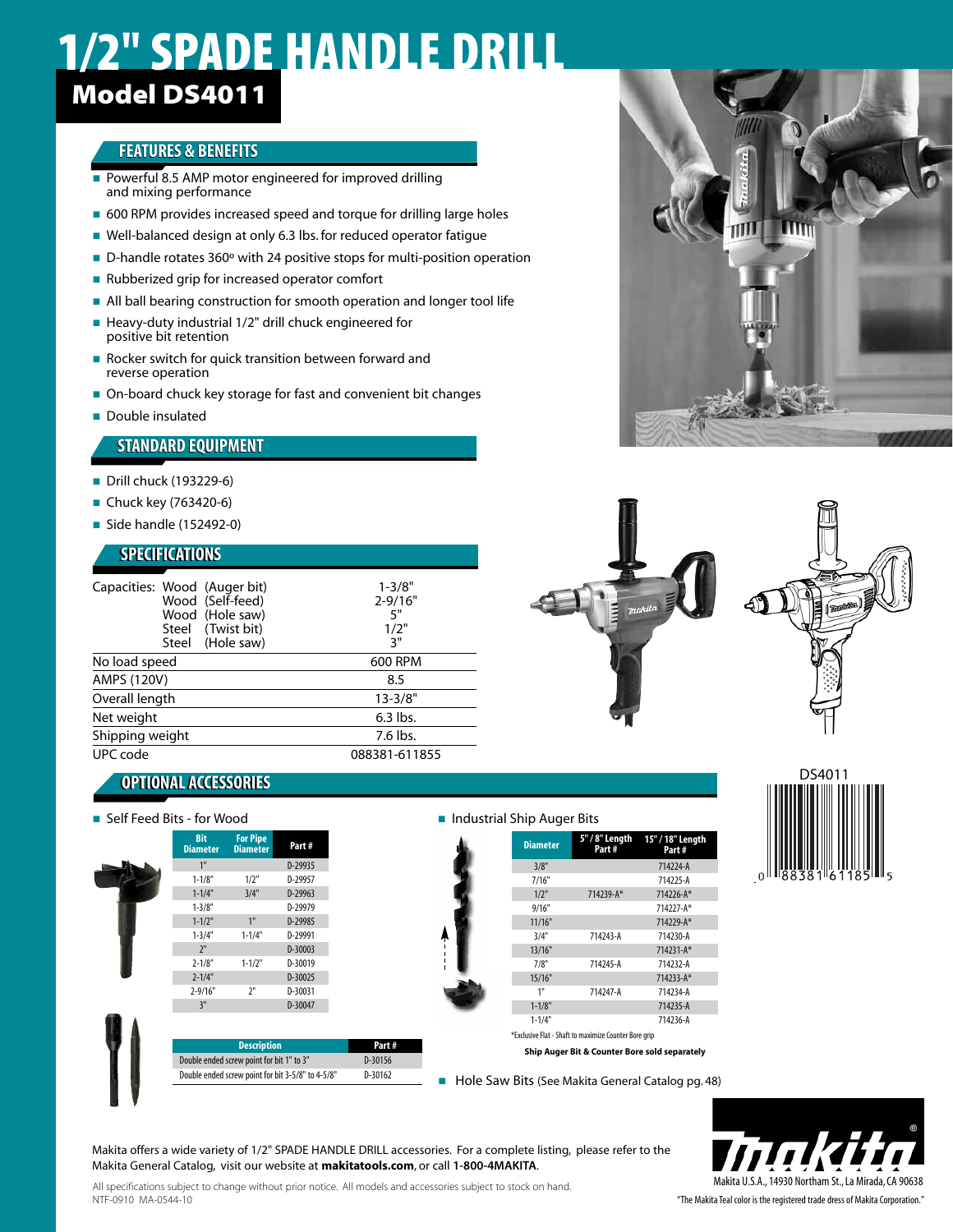# 1/2" SPADE HANDLE DRILL

## Model DS4011

### FEATURES & BENEFITS

- Powerful 8.5 AMP motor engineered for improved drilling and mixing performance
- 600 RPM provides increased speed and torque for drilling large holes
- Well-balanced design at only 6.3 lbs. for reduced operator fatigue
- D-handle rotates 360º with 24 positive stops for multi-position operation
- Rubberized grip for increased operator comfort
- All ball bearing construction for smooth operation and longer tool life
- Heavy-duty industrial 1/2" drill chuck engineered for positive bit retention
- Rocker switch for quick transition between forward and reverse operation
- On-board chuck key storage for fast and convenient bit changes
- Double insulated

### STANDARD EQUIPMENT

- Drill chuck (193229-6)
- Chuck key (763420-6)
- Side handle (152492-0)

### SPECIFICATIONS

| | |
|---|---|
| Capacities: Wood (Auger bit) | 1-3/8" |
| Wood (Self-feed) | 2-9/16" |
| Wood (Hole saw) | 5" |
| Steel (Twist bit) | 1/2" |
| Steel (Hole saw) | 3" |
| No load speed | 600 RPM |
| AMPS (120V) | 8.5 |
| Overall length | 13-3/8" |
| Net weight | 6.3 lbs. |
| Shipping weight | 7.6 lbs. |
| UPC code | 088381-611855 |

DS4011

0 88381 61185 5

### OPTIONAL ACCESSORIES

- Self Feed Bits - for Wood

| Bit Diameter | For Pipe Diameter | Part # |
|---|---|---|
| 1" | | D-29935 |
| 1-1/8" | 1/2" | D-29957 |
| 1-1/4" | 3/4" | D-29963 |
| 1-3/8" | | D-29979 |
| 1-1/2" | 1" | D-29985 |
| 1-3/4" | 1-1/4" | D-29991 |
| 2" | | D-30003 |
| 2-1/8" | 1-1/2" | D-30019 |
| 2-1/4" | | D-30025 |
| 2-9/16" | 2" | D-30031 |
| 3" | | D-30047 |

| Description | Part # |
|---|---|
| Double ended screw point for bit 1" to 3" | D-30156 |
| Double ended screw point for bit 3-5/8" to 4-5/8" | D-30162 |

- Industrial Ship Auger Bits

| Diameter | 5" / 8" Length Part # | 15" / 18" Length Part # |
|---|---|---|
| 3/8" | | 714224-A |
| 7/16" | | 714225-A |
| 1/2" | 714239-A* | 714226-A* |
| 9/16" | | 714227-A* |
| 11/16" | | 714229-A* |
| 3/4" | 714243-A | 714230-A |
| 13/16" | | 714231-A* |
| 7/8" | 714245-A | 714232-A |
| 15/16" | | 714233-A* |
| 1" | 714247-A | 714234-A |
| 1-1/8" | | 714235-A |
| 1-1/4" | | 714236-A |

*Exclusive Flat - Shaft to maximize Counter Bore grip

**Ship Auger Bit & Counter Bore sold separately**

- Hole Saw Bits (See Makita General Catalog pg. 48)

Makita offers a wide variety of 1/2" SPADE HANDLE DRILL accessories. For a complete listing, please refer to the Makita General Catalog, visit our website at **makitatools.com**, or call **1-800-4MAKITA**.

All specifications subject to change without prior notice. All models and accessories subject to stock on hand.
NTF-0910 MA-0544-10

Makita U.S.A., 14930 Northam St., La Mirada, CA 90638

"The Makita Teal color is the registered trade dress of Makita Corporation."